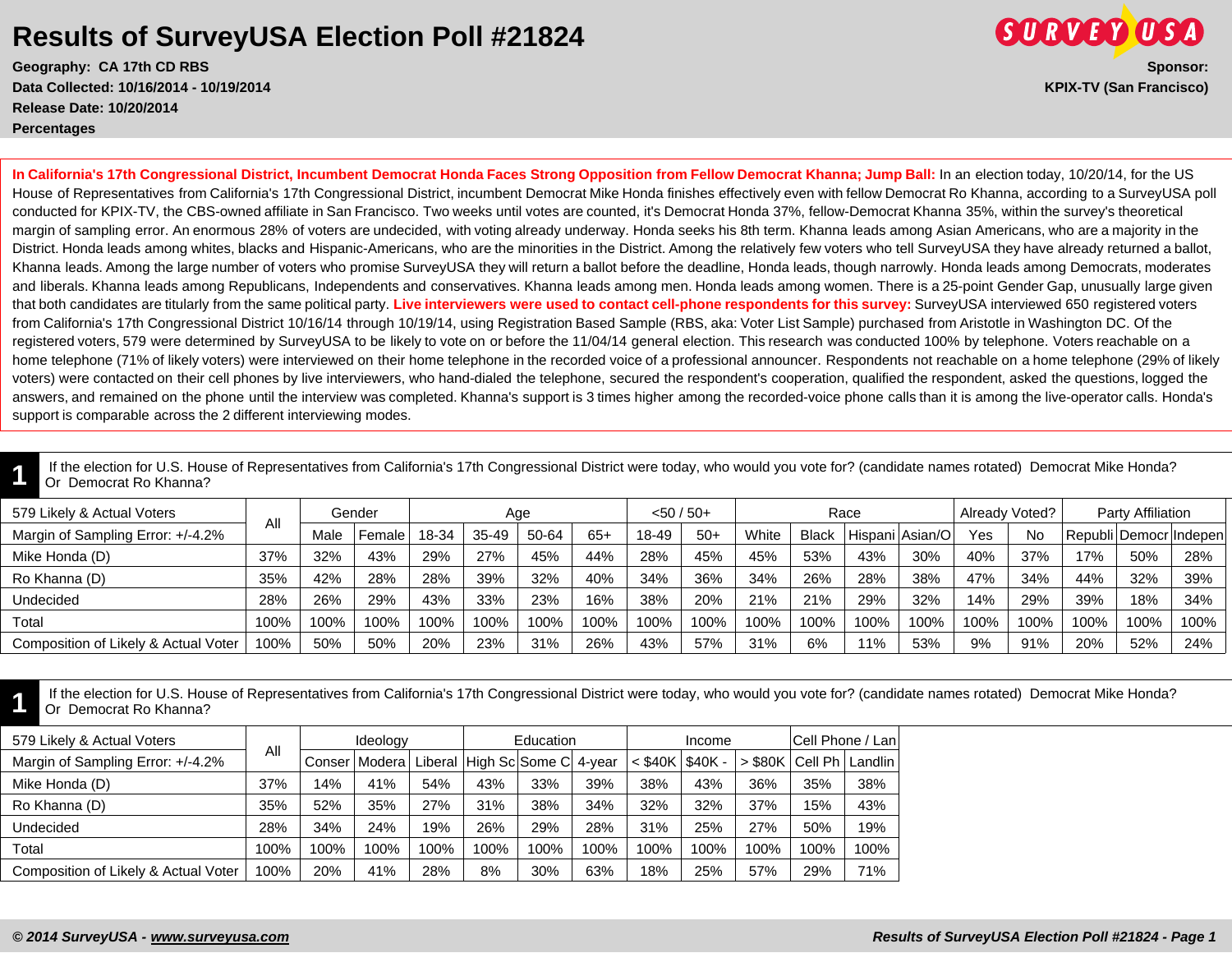# Results of SurveyUSA Election Poll #21824

**Geography: CA 17th CD RBS**
**Data Collected: 10/16/2014 - 10/19/2014**
**Release Date: 10/20/2014**
**Percentages**

**Sponsor:**
**KPIX-TV (San Francisco)**

**In California's 17th Congressional District, Incumbent Democrat Honda Faces Strong Opposition from Fellow Democrat Khanna; Jump Ball:** In an election today, 10/20/14, for the US House of Representatives from California's 17th Congressional District, incumbent Democrat Mike Honda finishes effectively even with fellow Democrat Ro Khanna, according to a SurveyUSA poll conducted for KPIX-TV, the CBS-owned affiliate in San Francisco. Two weeks until votes are counted, it's Democrat Honda 37%, fellow-Democrat Khanna 35%, within the survey's theoretical margin of sampling error. An enormous 28% of voters are undecided, with voting already underway. Honda seeks his 8th term. Khanna leads among Asian Americans, who are a majority in the District. Honda leads among whites, blacks and Hispanic-Americans, who are the minorities in the District. Among the relatively few voters who tell SurveyUSA they have already returned a ballot, Khanna leads. Among the large number of voters who promise SurveyUSA they will return a ballot before the deadline, Honda leads, though narrowly. Honda leads among Democrats, moderates and liberals. Khanna leads among Republicans, Independents and conservatives. Khanna leads among men. Honda leads among women. There is a 25-point Gender Gap, unusually large given that both candidates are titularly from the same political party. **Live interviewers were used to contact cell-phone respondents for this survey:** SurveyUSA interviewed 650 registered voters from California's 17th Congressional District 10/16/14 through 10/19/14, using Registration Based Sample (RBS, aka: Voter List Sample) purchased from Aristotle in Washington DC. Of the registered voters, 579 were determined by SurveyUSA to be likely to vote on or before the 11/04/14 general election. This research was conducted 100% by telephone. Voters reachable on a home telephone (71% of likely voters) were interviewed on their home telephone in the recorded voice of a professional announcer. Respondents not reachable on a home telephone (29% of likely voters) were contacted on their cell phones by live interviewers, who hand-dialed the telephone, secured the respondent's cooperation, qualified the respondent, asked the questions, logged the answers, and remained on the phone until the interview was completed. Khanna's support is 3 times higher among the recorded-voice phone calls than it is among the live-operator calls. Honda's support is comparable across the 2 different interviewing modes.

## 1

If the election for U.S. House of Representatives from California's 17th Congressional District were today, who would you vote for? (candidate names rotated) Democrat Mike Honda? Or Democrat Ro Khanna?

| 579 Likely & Actual Voters | All | Gender | | Age | | | | <50 / 50+ | | Race | | | | Already Voted? | | Party Affiliation | | |
|---|---|---|---|---|---|---|---|---|---|---|---|---|---|---|---|---|---|---|
| Margin of Sampling Error: +/-4.2% | | Male | Female | 18-34 | 35-49 | 50-64 | 65+ | 18-49 | 50+ | White | Black | Hispani | Asian/O | Yes | No | Republi | Democr | Indepen |
| Mike Honda (D) | 37% | 32% | 43% | 29% | 27% | 45% | 44% | 28% | 45% | 45% | 53% | 43% | 30% | 40% | 37% | 17% | 50% | 28% |
| Ro Khanna (D) | 35% | 42% | 28% | 28% | 39% | 32% | 40% | 34% | 36% | 34% | 26% | 28% | 38% | 47% | 34% | 44% | 32% | 39% |
| Undecided | 28% | 26% | 29% | 43% | 33% | 23% | 16% | 38% | 20% | 21% | 21% | 29% | 32% | 14% | 29% | 39% | 18% | 34% |
| Total | 100% | 100% | 100% | 100% | 100% | 100% | 100% | 100% | 100% | 100% | 100% | 100% | 100% | 100% | 100% | 100% | 100% | 100% |
| Composition of Likely & Actual Voter | 100% | 50% | 50% | 20% | 23% | 31% | 26% | 43% | 57% | 31% | 6% | 11% | 53% | 9% | 91% | 20% | 52% | 24% |

## 1

If the election for U.S. House of Representatives from California's 17th Congressional District were today, who would you vote for? (candidate names rotated) Democrat Mike Honda? Or Democrat Ro Khanna?

| 579 Likely & Actual Voters | All | Ideology | | | Education | | | Income | | | Cell Phone / Lan | |
|---|---|---|---|---|---|---|---|---|---|---|---|---|
| Margin of Sampling Error: +/-4.2% | | Conser | Modera | Liberal | High Sc | Some C | 4-year | < $40K | $40K - | > $80K | Cell Ph | Landlin |
| Mike Honda (D) | 37% | 14% | 41% | 54% | 43% | 33% | 39% | 38% | 43% | 36% | 35% | 38% |
| Ro Khanna (D) | 35% | 52% | 35% | 27% | 31% | 38% | 34% | 32% | 32% | 37% | 15% | 43% |
| Undecided | 28% | 34% | 24% | 19% | 26% | 29% | 28% | 31% | 25% | 27% | 50% | 19% |
| Total | 100% | 100% | 100% | 100% | 100% | 100% | 100% | 100% | 100% | 100% | 100% | 100% |
| Composition of Likely & Actual Voter | 100% | 20% | 41% | 28% | 8% | 30% | 63% | 18% | 25% | 57% | 29% | 71% |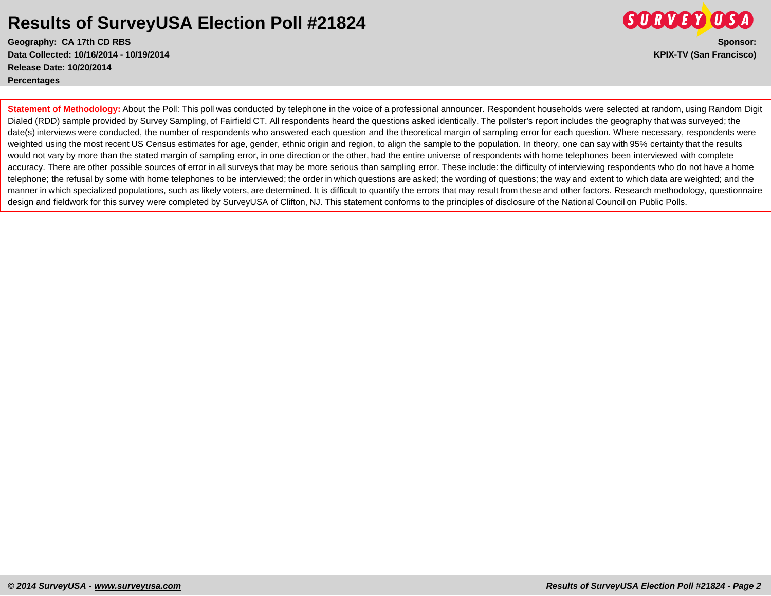# Results of SurveyUSA Election Poll #21824

**Geography: CA 17th CD RBS**
**Data Collected: 10/16/2014 - 10/19/2014**
**Release Date: 10/20/2014**
**Percentages**

**Sponsor:**
**KPIX-TV (San Francisco)**

**Statement of Methodology:** About the Poll: This poll was conducted by telephone in the voice of a professional announcer. Respondent households were selected at random, using Random Digit Dialed (RDD) sample provided by Survey Sampling, of Fairfield CT. All respondents heard the questions asked identically. The pollster's report includes the geography that was surveyed; the date(s) interviews were conducted, the number of respondents who answered each question and the theoretical margin of sampling error for each question. Where necessary, respondents were weighted using the most recent US Census estimates for age, gender, ethnic origin and region, to align the sample to the population. In theory, one can say with 95% certainty that the results would not vary by more than the stated margin of sampling error, in one direction or the other, had the entire universe of respondents with home telephones been interviewed with complete accuracy. There are other possible sources of error in all surveys that may be more serious than sampling error. These include: the difficulty of interviewing respondents who do not have a home telephone; the refusal by some with home telephones to be interviewed; the order in which questions are asked; the wording of questions; the way and extent to which data are weighted; and the manner in which specialized populations, such as likely voters, are determined. It is difficult to quantify the errors that may result from these and other factors. Research methodology, questionnaire design and fieldwork for this survey were completed by SurveyUSA of Clifton, NJ. This statement conforms to the principles of disclosure of the National Council on Public Polls.